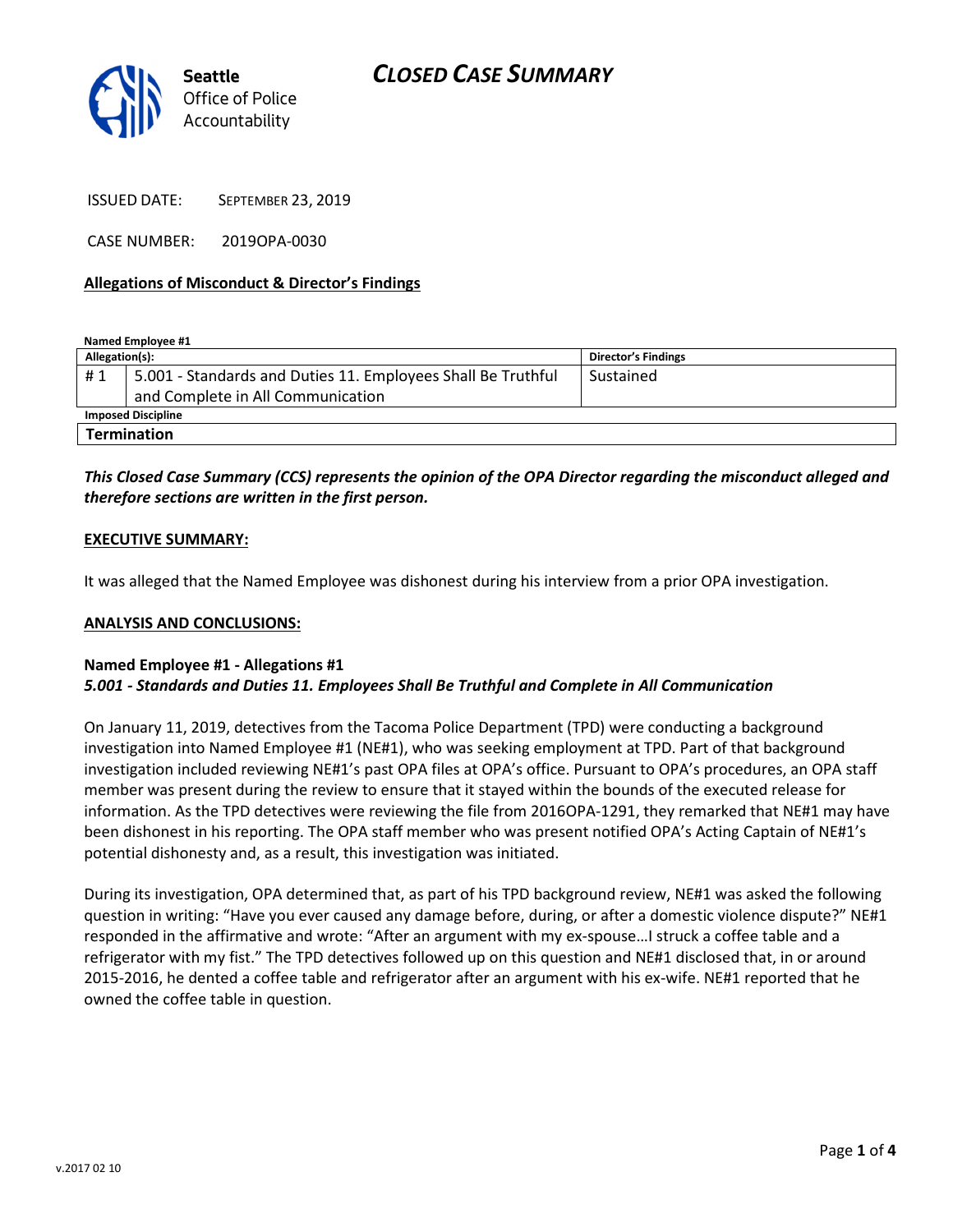**Seattle** Office of Police Accountability

# CLOSED CASE SUMMARY

ISSUED DATE: SEPTEMBER 23, 2019

CASE NUMBER: 2019OPA-0030

**Allegations of Misconduct & Director's Findings**

**Named Employee #1**

| Allegation(s): | | Director's Findings |
|---|---|---|
| # 1 | 5.001 - Standards and Duties 11. Employees Shall Be Truthful and Complete in All Communication | Sustained |
| **Imposed Discipline** | | |
| **Termination** | | |

***This Closed Case Summary (CCS) represents the opinion of the OPA Director regarding the misconduct alleged and therefore sections are written in the first person.***

**EXECUTIVE SUMMARY:**

It was alleged that the Named Employee was dishonest during his interview from a prior OPA investigation.

**ANALYSIS AND CONCLUSIONS:**

**Named Employee #1 - Allegations #1**
***5.001 - Standards and Duties 11. Employees Shall Be Truthful and Complete in All Communication***

On January 11, 2019, detectives from the Tacoma Police Department (TPD) were conducting a background investigation into Named Employee #1 (NE#1), who was seeking employment at TPD. Part of that background investigation included reviewing NE#1's past OPA files at OPA's office. Pursuant to OPA's procedures, an OPA staff member was present during the review to ensure that it stayed within the bounds of the executed release for information. As the TPD detectives were reviewing the file from 2016OPA-1291, they remarked that NE#1 may have been dishonest in his reporting. The OPA staff member who was present notified OPA's Acting Captain of NE#1's potential dishonesty and, as a result, this investigation was initiated.

During its investigation, OPA determined that, as part of his TPD background review, NE#1 was asked the following question in writing: "Have you ever caused any damage before, during, or after a domestic violence dispute?" NE#1 responded in the affirmative and wrote: "After an argument with my ex-spouse…I struck a coffee table and a refrigerator with my fist." The TPD detectives followed up on this question and NE#1 disclosed that, in or around 2015-2016, he dented a coffee table and refrigerator after an argument with his ex-wife. NE#1 reported that he owned the coffee table in question.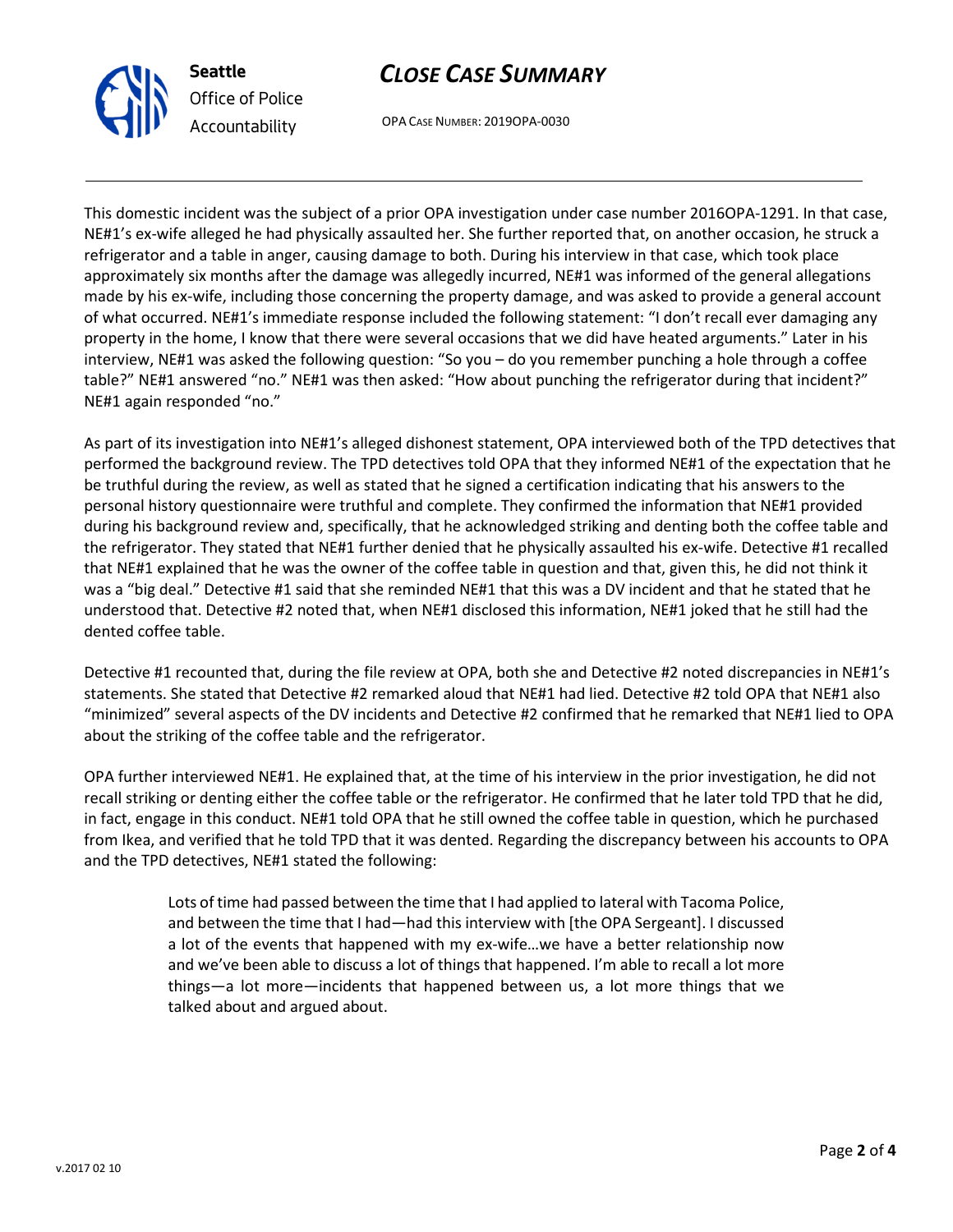This domestic incident was the subject of a prior OPA investigation under case number 2016OPA-1291. In that case, NE#1's ex-wife alleged he had physically assaulted her. She further reported that, on another occasion, he struck a refrigerator and a table in anger, causing damage to both. During his interview in that case, which took place approximately six months after the damage was allegedly incurred, NE#1 was informed of the general allegations made by his ex-wife, including those concerning the property damage, and was asked to provide a general account of what occurred. NE#1's immediate response included the following statement: "I don't recall ever damaging any property in the home, I know that there were several occasions that we did have heated arguments." Later in his interview, NE#1 was asked the following question: "So you – do you remember punching a hole through a coffee table?" NE#1 answered "no." NE#1 was then asked: "How about punching the refrigerator during that incident?" NE#1 again responded "no."

As part of its investigation into NE#1's alleged dishonest statement, OPA interviewed both of the TPD detectives that performed the background review. The TPD detectives told OPA that they informed NE#1 of the expectation that he be truthful during the review, as well as stated that he signed a certification indicating that his answers to the personal history questionnaire were truthful and complete. They confirmed the information that NE#1 provided during his background review and, specifically, that he acknowledged striking and denting both the coffee table and the refrigerator. They stated that NE#1 further denied that he physically assaulted his ex-wife. Detective #1 recalled that NE#1 explained that he was the owner of the coffee table in question and that, given this, he did not think it was a "big deal." Detective #1 said that she reminded NE#1 that this was a DV incident and that he stated that he understood that. Detective #2 noted that, when NE#1 disclosed this information, NE#1 joked that he still had the dented coffee table.

Detective #1 recounted that, during the file review at OPA, both she and Detective #2 noted discrepancies in NE#1's statements. She stated that Detective #2 remarked aloud that NE#1 had lied. Detective #2 told OPA that NE#1 also "minimized" several aspects of the DV incidents and Detective #2 confirmed that he remarked that NE#1 lied to OPA about the striking of the coffee table and the refrigerator.

OPA further interviewed NE#1. He explained that, at the time of his interview in the prior investigation, he did not recall striking or denting either the coffee table or the refrigerator. He confirmed that he later told TPD that he did, in fact, engage in this conduct. NE#1 told OPA that he still owned the coffee table in question, which he purchased from Ikea, and verified that he told TPD that it was dented. Regarding the discrepancy between his accounts to OPA and the TPD detectives, NE#1 stated the following:

> Lots of time had passed between the time that I had applied to lateral with Tacoma Police, and between the time that I had—had this interview with [the OPA Sergeant]. I discussed a lot of the events that happened with my ex-wife…we have a better relationship now and we've been able to discuss a lot of things that happened. I'm able to recall a lot more things—a lot more—incidents that happened between us, a lot more things that we talked about and argued about.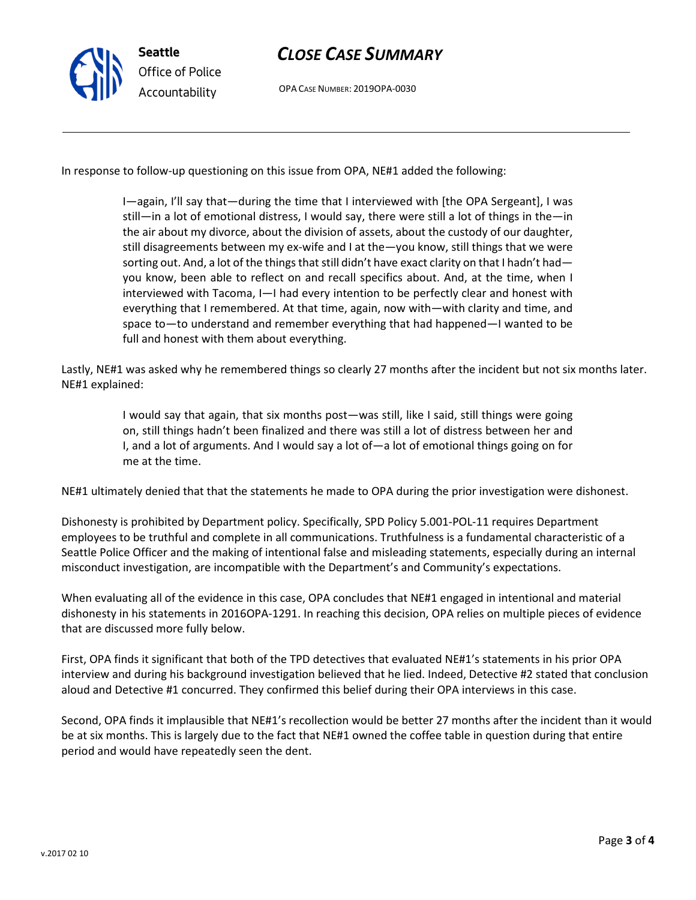In response to follow-up questioning on this issue from OPA, NE#1 added the following:

> I—again, I'll say that—during the time that I interviewed with [the OPA Sergeant], I was still—in a lot of emotional distress, I would say, there were still a lot of things in the—in the air about my divorce, about the division of assets, about the custody of our daughter, still disagreements between my ex-wife and I at the—you know, still things that we were sorting out. And, a lot of the things that still didn't have exact clarity on that I hadn't had—you know, been able to reflect on and recall specifics about. And, at the time, when I interviewed with Tacoma, I—I had every intention to be perfectly clear and honest with everything that I remembered. At that time, again, now with—with clarity and time, and space to—to understand and remember everything that had happened—I wanted to be full and honest with them about everything.

Lastly, NE#1 was asked why he remembered things so clearly 27 months after the incident but not six months later. NE#1 explained:

> I would say that again, that six months post—was still, like I said, still things were going on, still things hadn't been finalized and there was still a lot of distress between her and I, and a lot of arguments. And I would say a lot of—a lot of emotional things going on for me at the time.

NE#1 ultimately denied that that the statements he made to OPA during the prior investigation were dishonest.

Dishonesty is prohibited by Department policy. Specifically, SPD Policy 5.001-POL-11 requires Department employees to be truthful and complete in all communications. Truthfulness is a fundamental characteristic of a Seattle Police Officer and the making of intentional false and misleading statements, especially during an internal misconduct investigation, are incompatible with the Department's and Community's expectations.

When evaluating all of the evidence in this case, OPA concludes that NE#1 engaged in intentional and material dishonesty in his statements in 2016OPA-1291. In reaching this decision, OPA relies on multiple pieces of evidence that are discussed more fully below.

First, OPA finds it significant that both of the TPD detectives that evaluated NE#1's statements in his prior OPA interview and during his background investigation believed that he lied. Indeed, Detective #2 stated that conclusion aloud and Detective #1 concurred. They confirmed this belief during their OPA interviews in this case.

Second, OPA finds it implausible that NE#1's recollection would be better 27 months after the incident than it would be at six months. This is largely due to the fact that NE#1 owned the coffee table in question during that entire period and would have repeatedly seen the dent.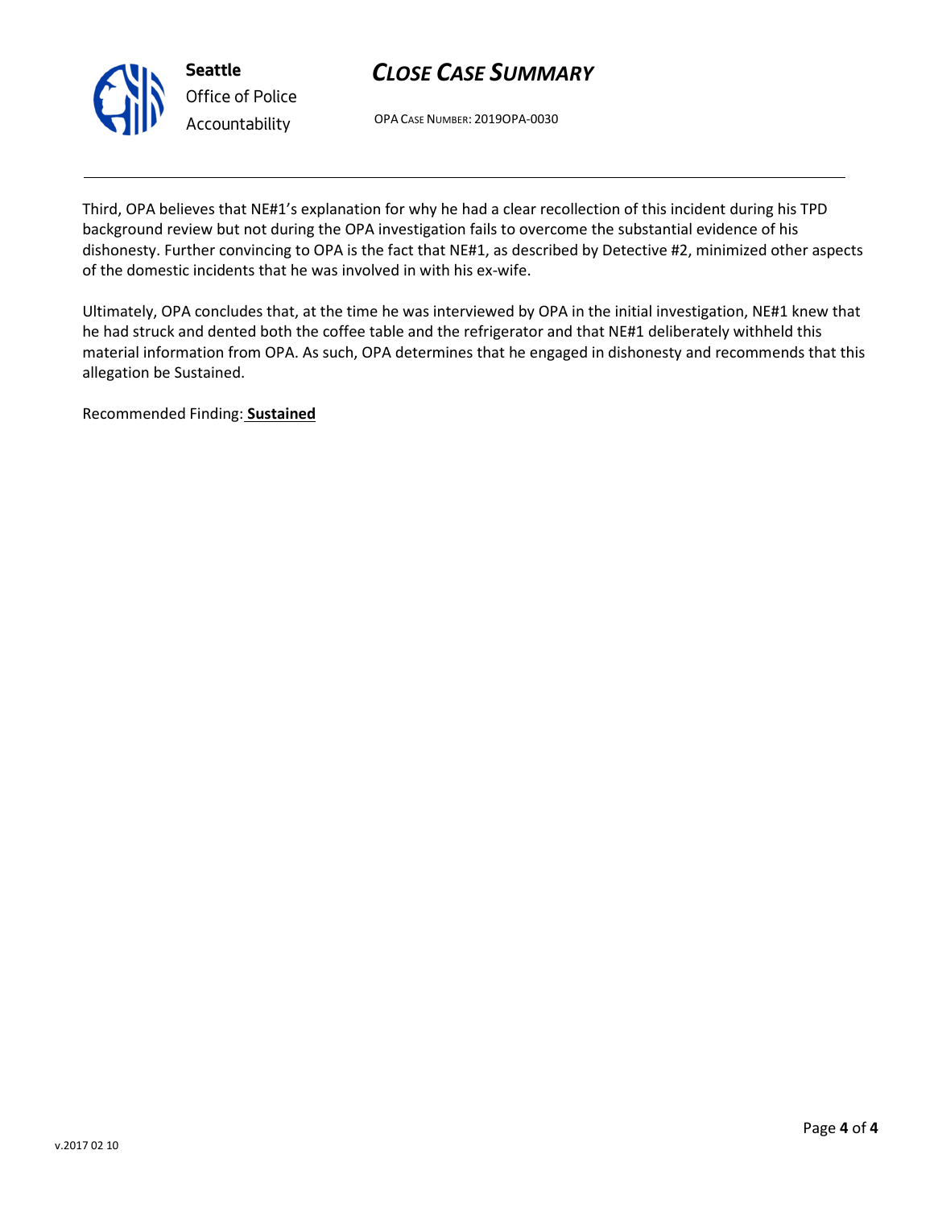Third, OPA believes that NE#1's explanation for why he had a clear recollection of this incident during his TPD background review but not during the OPA investigation fails to overcome the substantial evidence of his dishonesty. Further convincing to OPA is the fact that NE#1, as described by Detective #2, minimized other aspects of the domestic incidents that he was involved in with his ex-wife.

Ultimately, OPA concludes that, at the time he was interviewed by OPA in the initial investigation, NE#1 knew that he had struck and dented both the coffee table and the refrigerator and that NE#1 deliberately withheld this material information from OPA. As such, OPA determines that he engaged in dishonesty and recommends that this allegation be Sustained.

Recommended Finding: **Sustained**